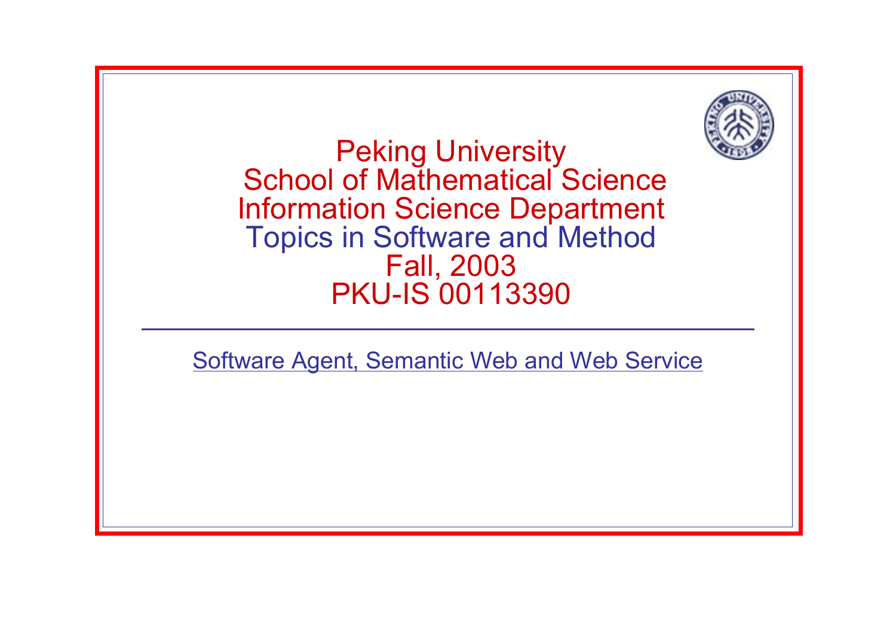# Peking University
## School of Mathematical Science
## Information Science Department
## Topics in Software and Method
## Fall, 2003
## PKU-IS 00113390

---

Software Agent, Semantic Web and Web Service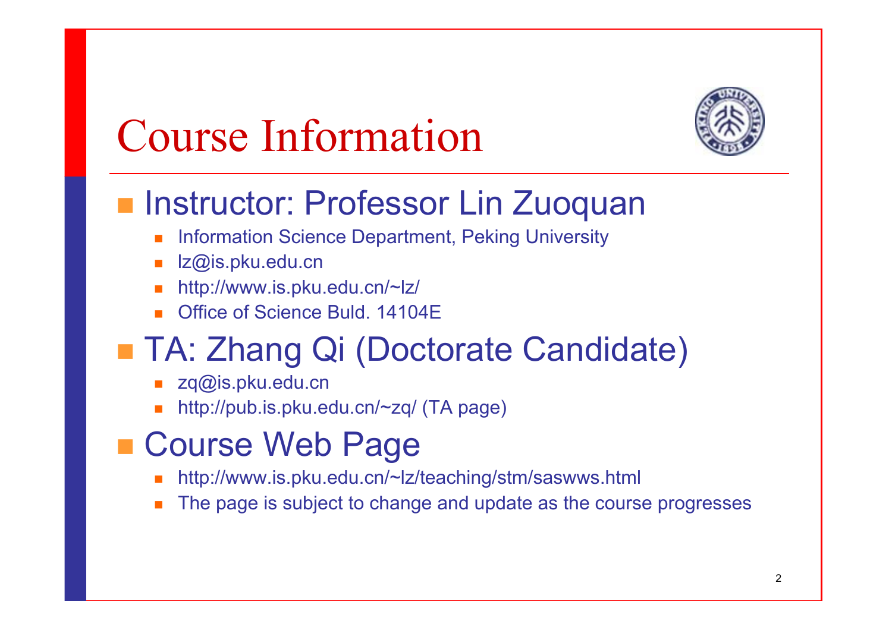# Course Information

- Instructor: Professor Lin Zuoquan
  - Information Science Department, Peking University
  - lz@is.pku.edu.cn
  - http://www.is.pku.edu.cn/~lz/
  - Office of Science Buld. 14104E
- TA: Zhang Qi (Doctorate Candidate)
  - zq@is.pku.edu.cn
  - http://pub.is.pku.edu.cn/~zq/ (TA page)
- Course Web Page
  - http://www.is.pku.edu.cn/~lz/teaching/stm/saswws.html
  - The page is subject to change and update as the course progresses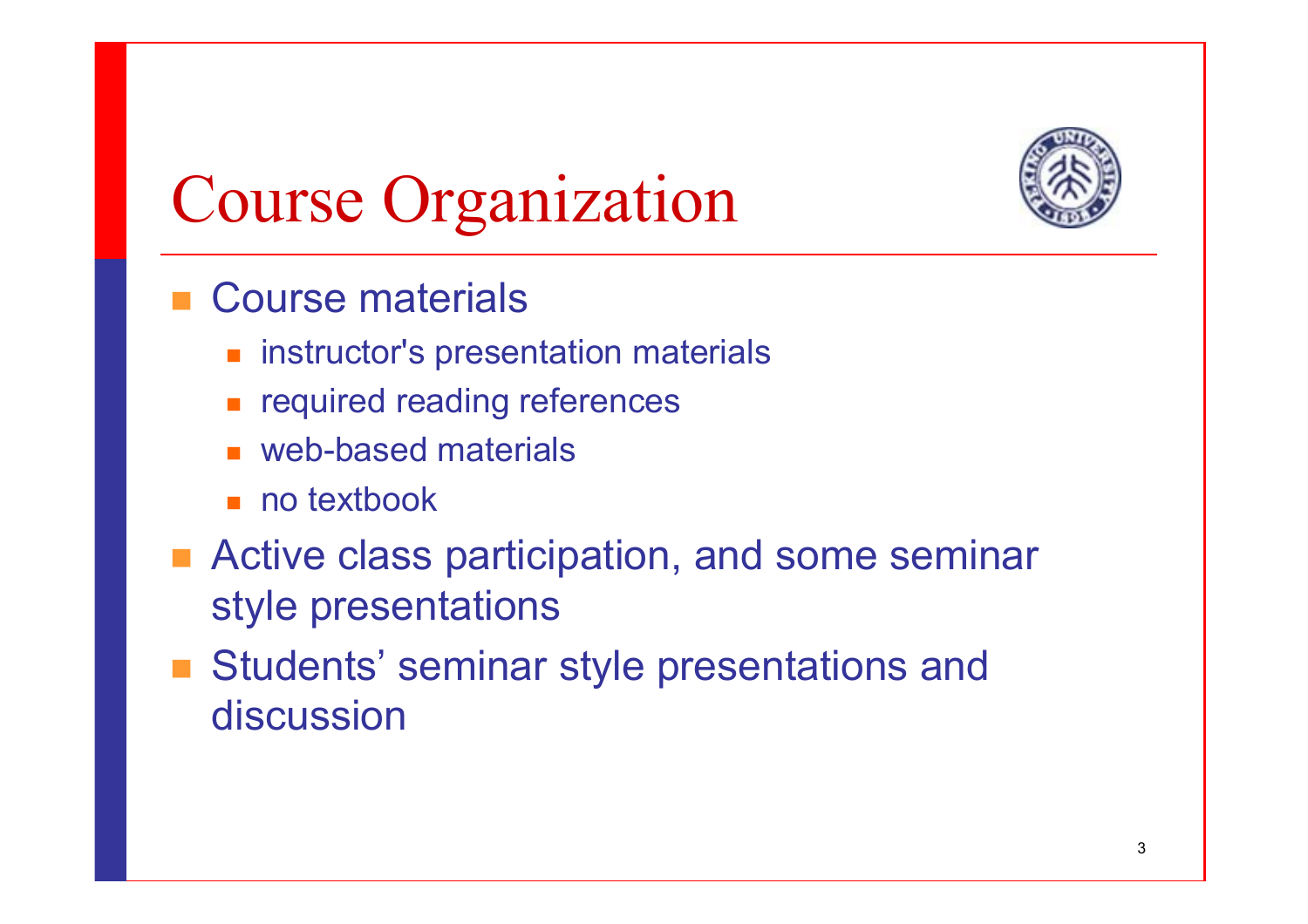# Course Organization

- Course materials
  - instructor's presentation materials
  - required reading references
  - web-based materials
  - no textbook
- Active class participation, and some seminar style presentations
- Students' seminar style presentations and discussion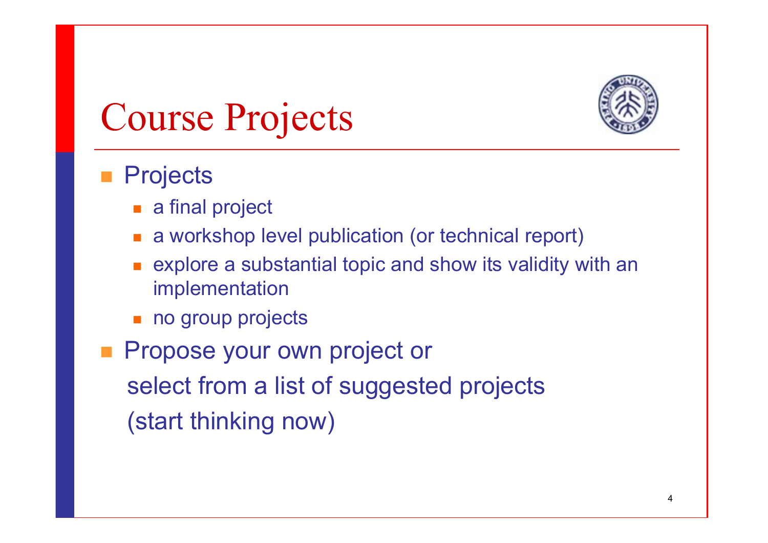# Course Projects

- Projects
  - a final project
  - a workshop level publication (or technical report)
  - explore a substantial topic and show its validity with an implementation
  - no group projects
- Propose your own project or
  select from a list of suggested projects
  (start thinking now)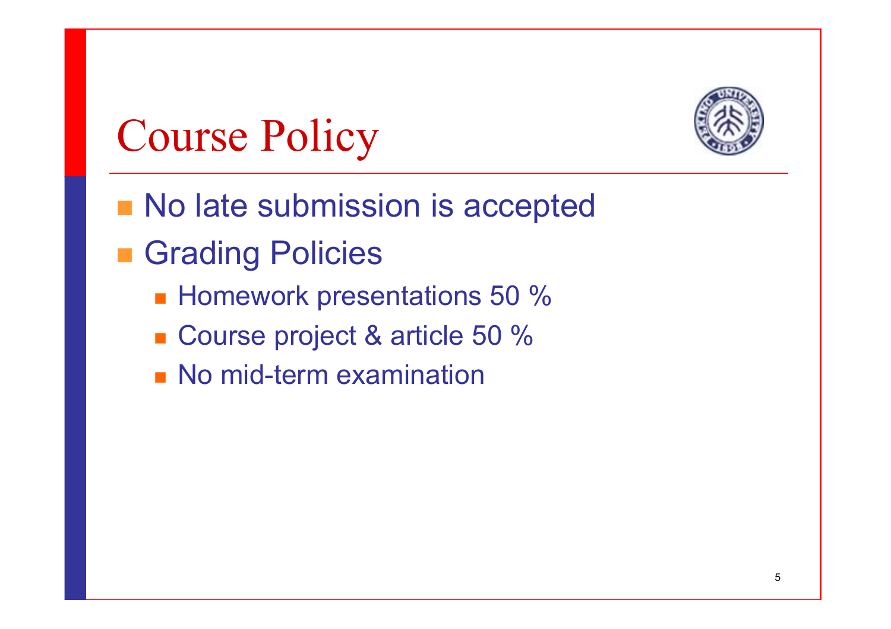# Course Policy

- No late submission is accepted
- Grading Policies
  - Homework presentations 50 %
  - Course project & article 50 %
  - No mid-term examination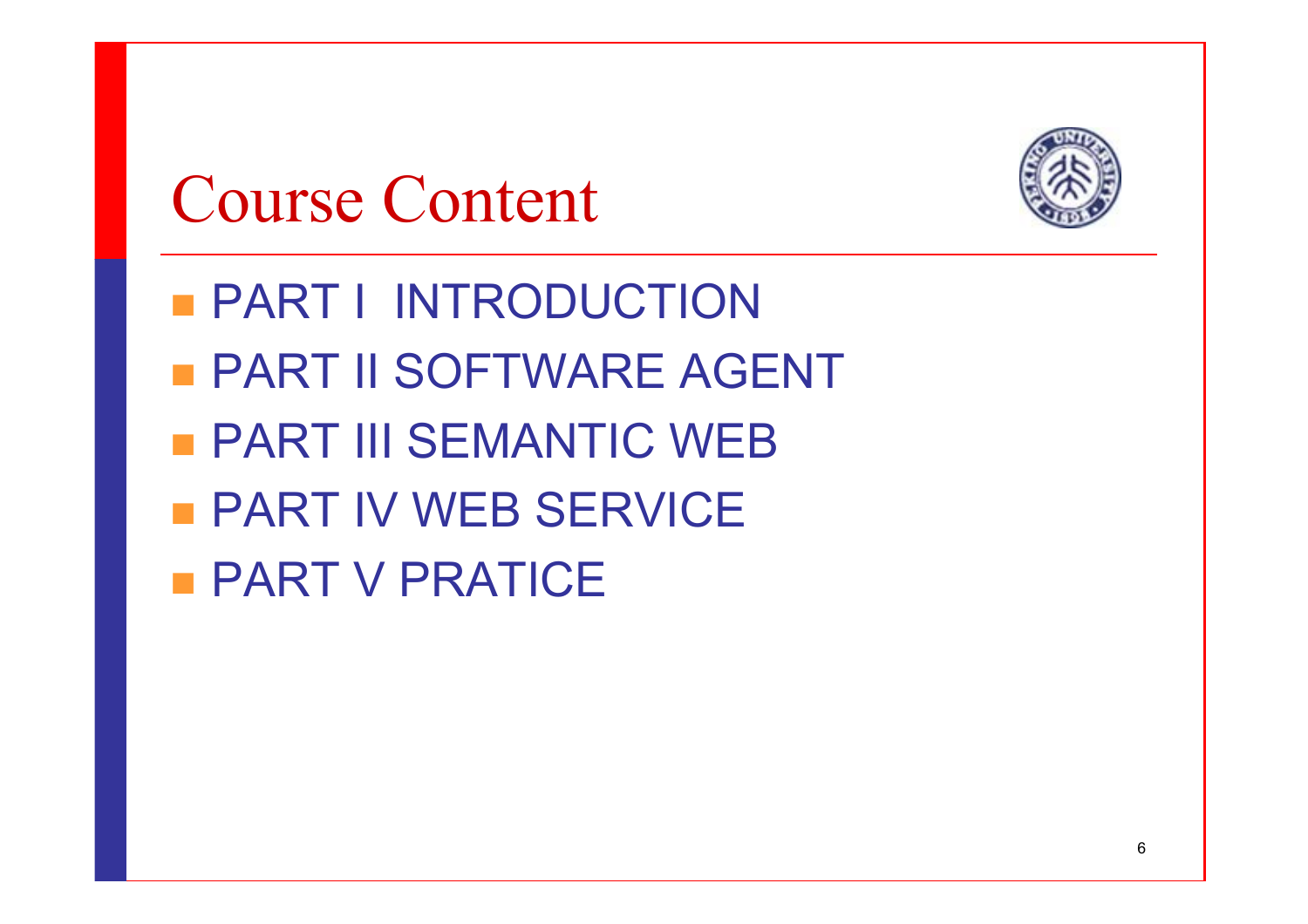# Course Content

- PART I INTRODUCTION
- PART II SOFTWARE AGENT
- PART III SEMANTIC WEB
- PART IV WEB SERVICE
- PART V PRATICE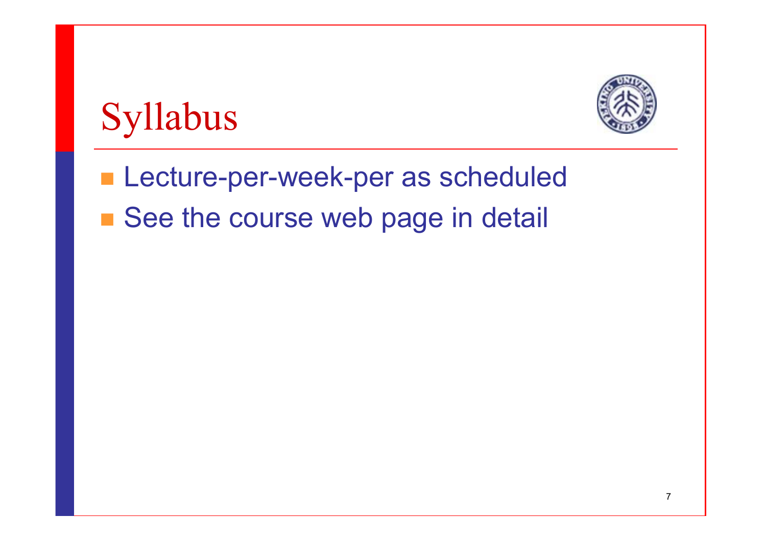# Syllabus

- Lecture-per-week-per as scheduled
- See the course web page in detail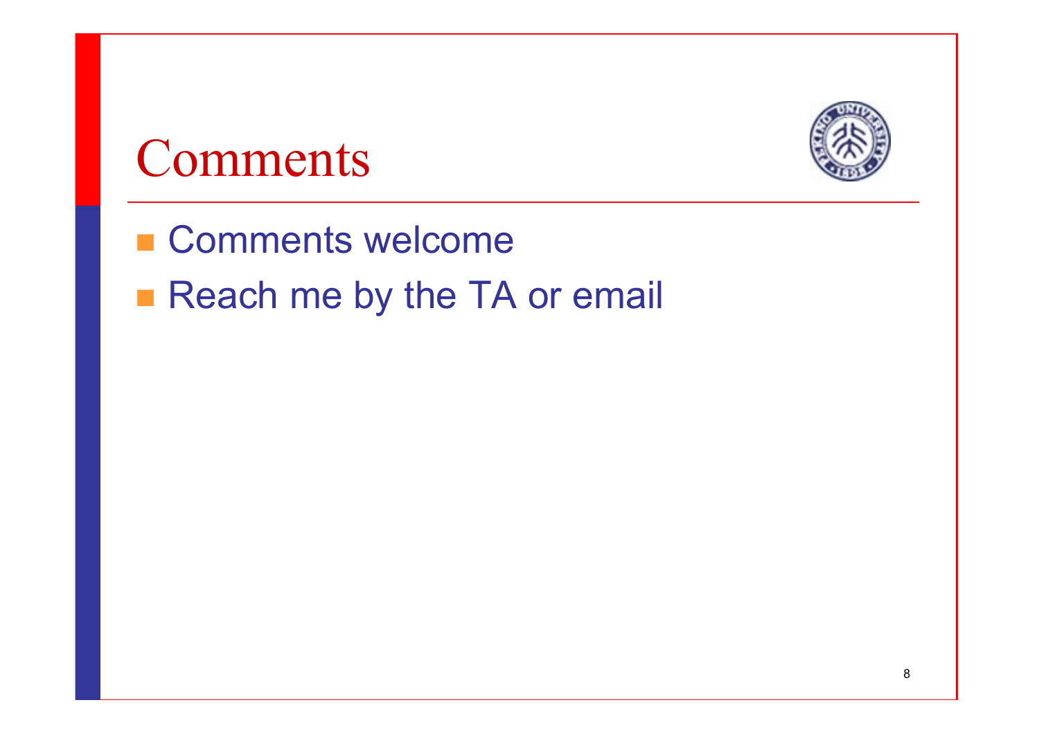# Comments

- Comments welcome
- Reach me by the TA or email